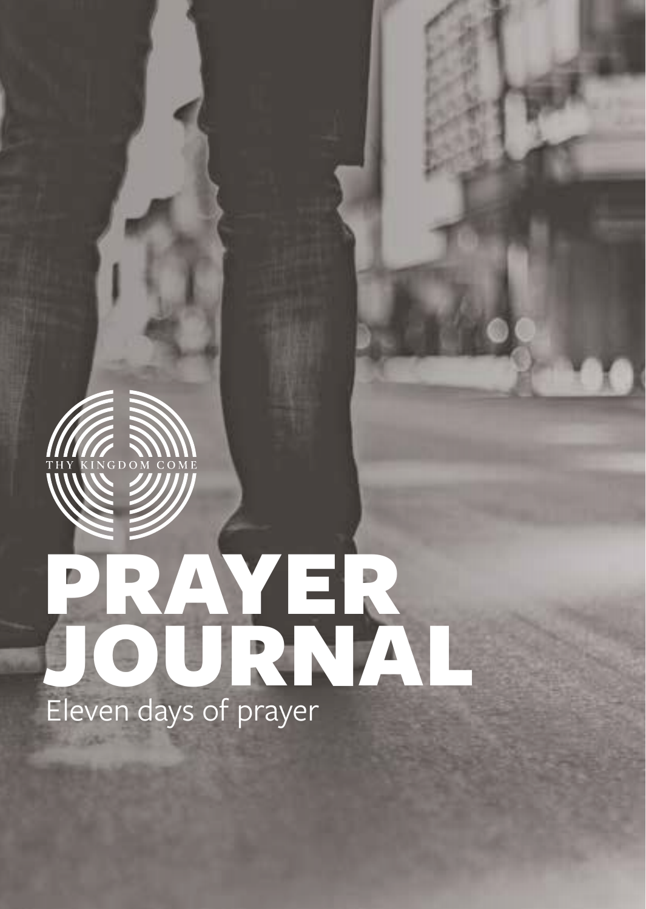THY KINGDOM COME

# PRAYER JOURNAL

Eleven days of prayer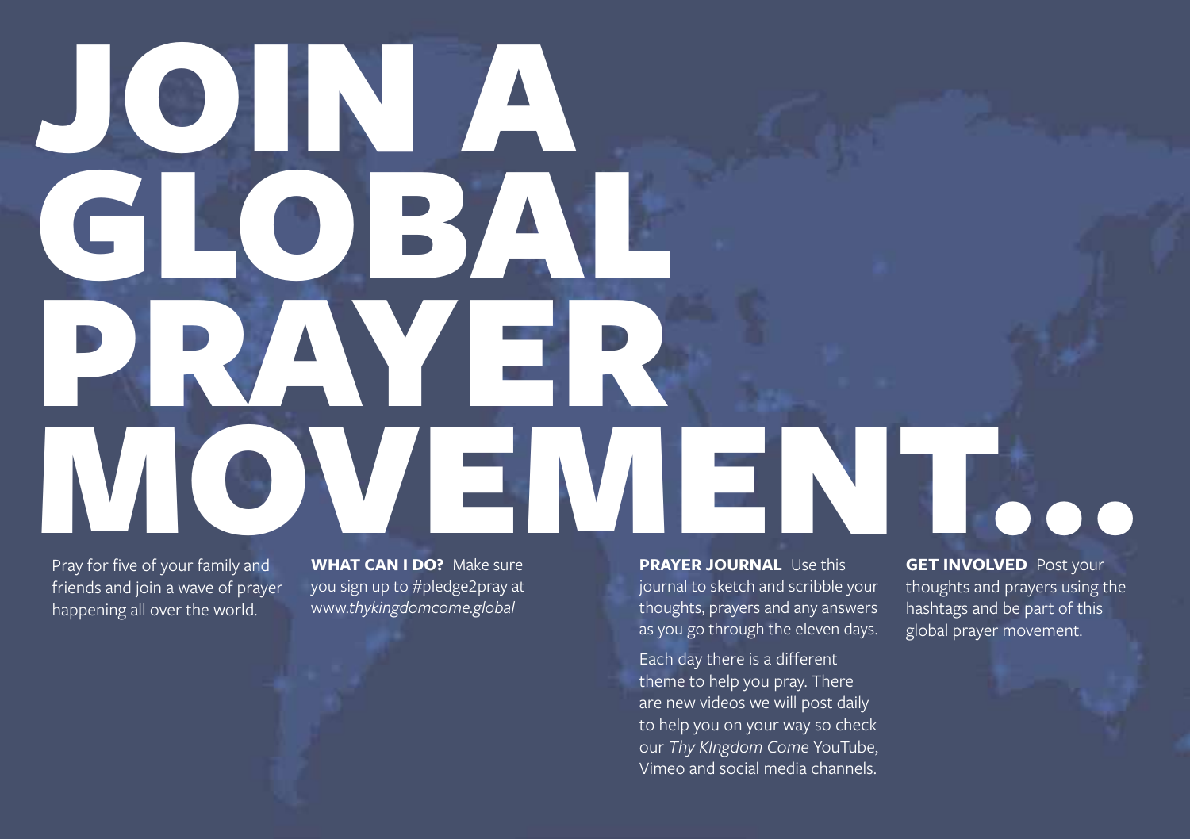# JOIN A GLOBAL PRAYER MOVEMENT...

Pray for five of your family and friends and join a wave of prayer happening all over the world.

**WHAT CAN I DO?** Make sure you sign up to #pledge2pray at www.*thykingdomcome.global*

**PRAYER JOURNAL** Use this journal to sketch and scribble your thoughts, prayers and any answers as you go through the eleven days.

Each day there is a different theme to help you pray. There are new videos we will post daily to help you on your way so check our *Thy KIngdom Come* YouTube, Vimeo and social media channels.

**GET INVOLVED** Post your thoughts and prayers using the hashtags and be part of this global prayer movement.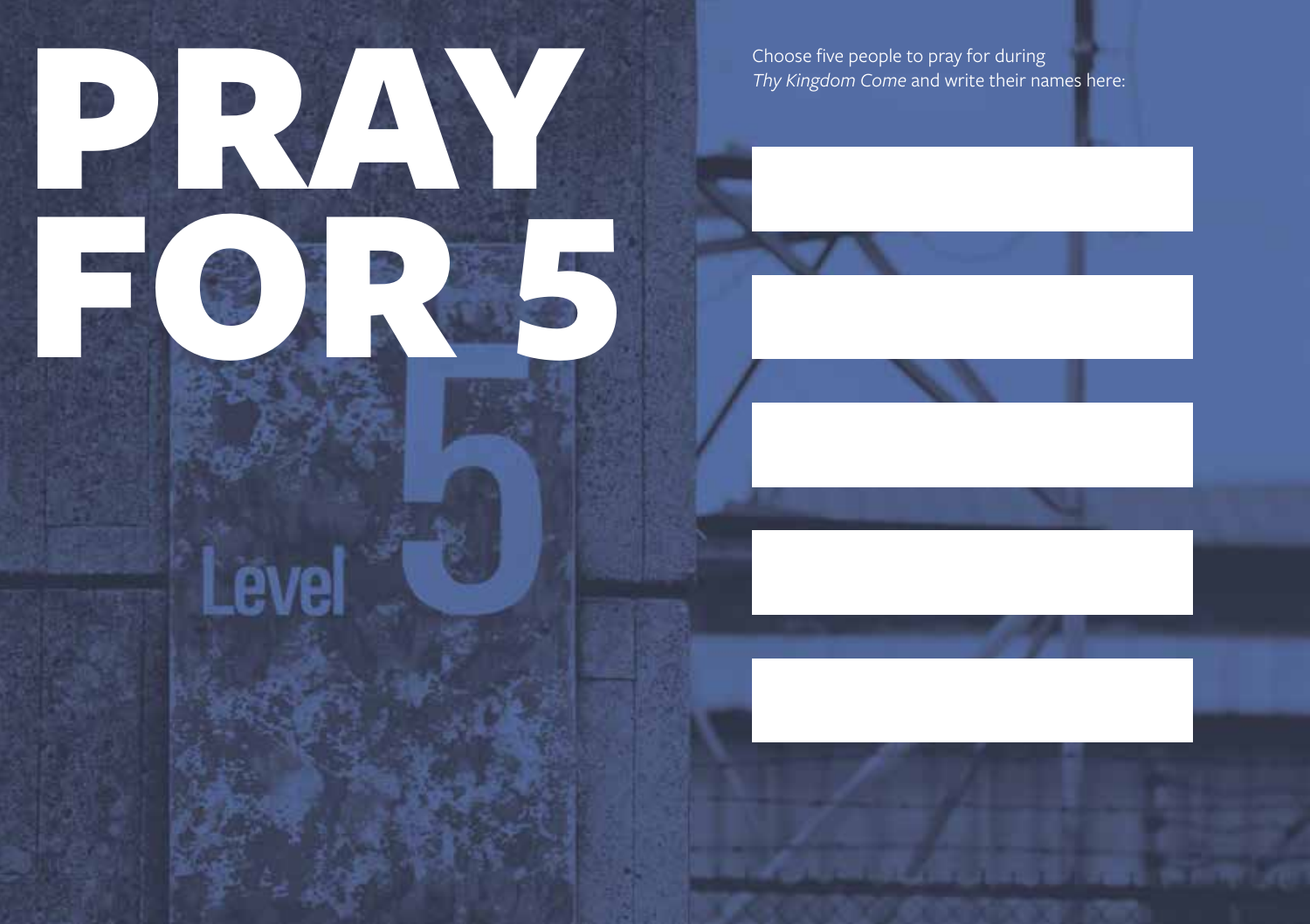# PRAY FOR 5

Choose five people to pray for during *Thy Kingdom Come* and write their names here: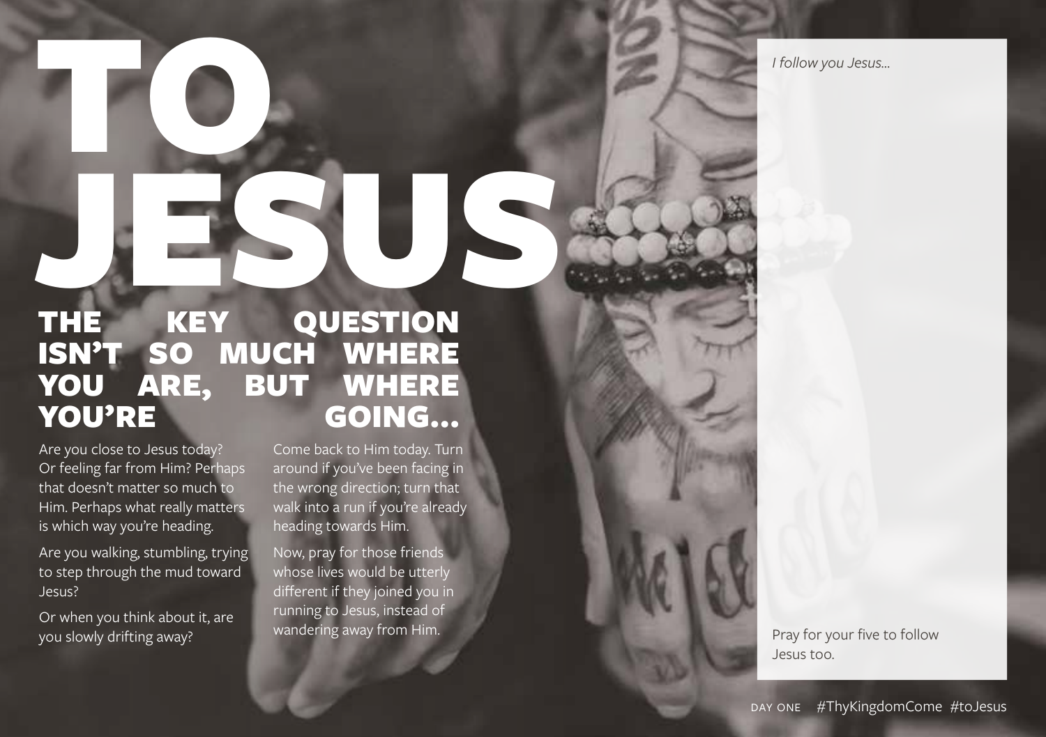# TO JESUS

## THE KEY QUESTION ISN'T SO MUCH WHERE YOU ARE, BUT WHERE YOU'RE GOING...

Are you close to Jesus today? Or feeling far from Him? Perhaps that doesn't matter so much to Him. Perhaps what really matters is which way you're heading.

Are you walking, stumbling, trying to step through the mud toward Jesus?

Or when you think about it, are you slowly drifting away?

Come back to Him today. Turn around if you've been facing in the wrong direction; turn that walk into a run if you're already heading towards Him.

Now, pray for those friends whose lives would be utterly different if they joined you in running to Jesus, instead of wandering away from Him.

*I follow you Jesus...*

Pray for your five to follow Jesus too.

DAY ONE #ThyKingdomCome #toJesus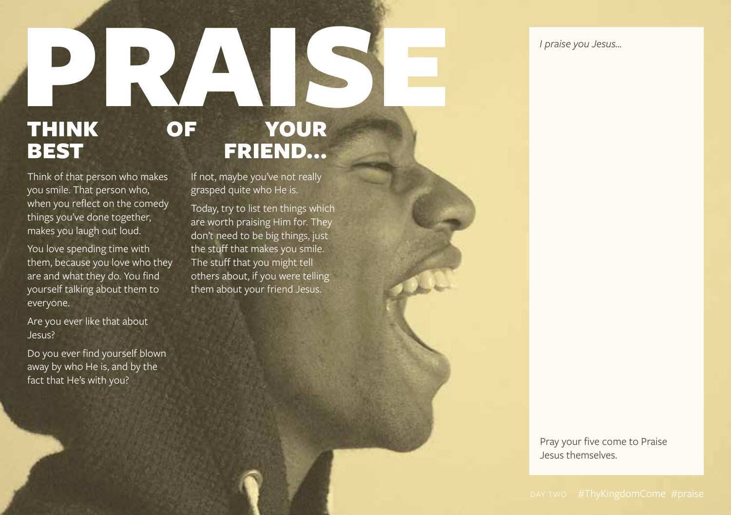# PRAISE

## THINK OF YOUR BEST FRIEND...

Think of that person who makes you smile. That person who, when you reflect on the comedy things you've done together, makes you laugh out loud.

You love spending time with them, because you love who they are and what they do. You find yourself talking about them to everyone.

Are you ever like that about Jesus?

Do you ever find yourself blown away by who He is, and by the fact that He's with you?

If not, maybe you've not really grasped quite who He is.

Today, try to list ten things which are worth praising Him for. They don't need to be big things, just the stuff that makes you smile. The stuff that you might tell others about, if you were telling them about your friend Jesus.

*I praise you Jesus...*

Pray your five come to Praise Jesus themselves.

DAY TWO #ThyKingdomCome #praise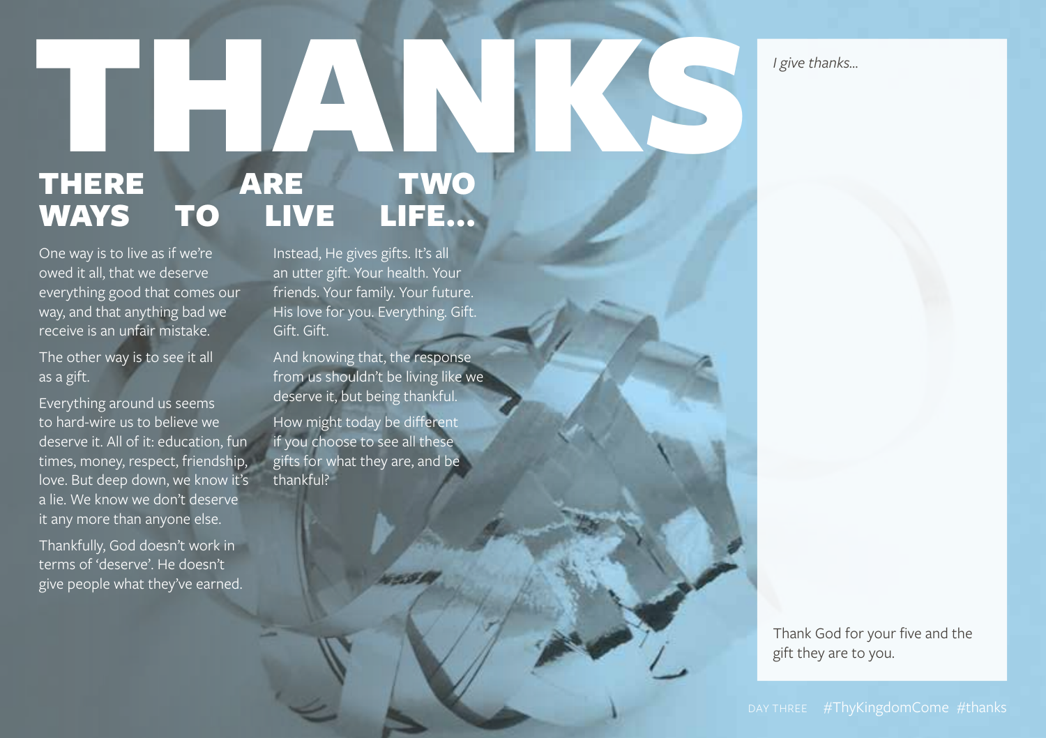# THANKS

## THERE ARE TWO WAYS TO LIVE LIFE...

One way is to live as if we're owed it all, that we deserve everything good that comes our way, and that anything bad we receive is an unfair mistake.

The other way is to see it all as a gift.

Everything around us seems to hard-wire us to believe we deserve it. All of it: education, fun times, money, respect, friendship, love. But deep down, we know it's a lie. We know we don't deserve it any more than anyone else.

Thankfully, God doesn't work in terms of 'deserve'. He doesn't give people what they've earned.

Instead, He gives gifts. It's all an utter gift. Your health. Your friends. Your family. Your future. His love for you. Everything. Gift. Gift. Gift.

And knowing that, the response from us shouldn't be living like we deserve it, but being thankful.

How might today be different if you choose to see all these gifts for what they are, and be thankful?

*I give thanks...*

Thank God for your five and the gift they are to you.

DAY THREE #ThyKingdomCome #thanks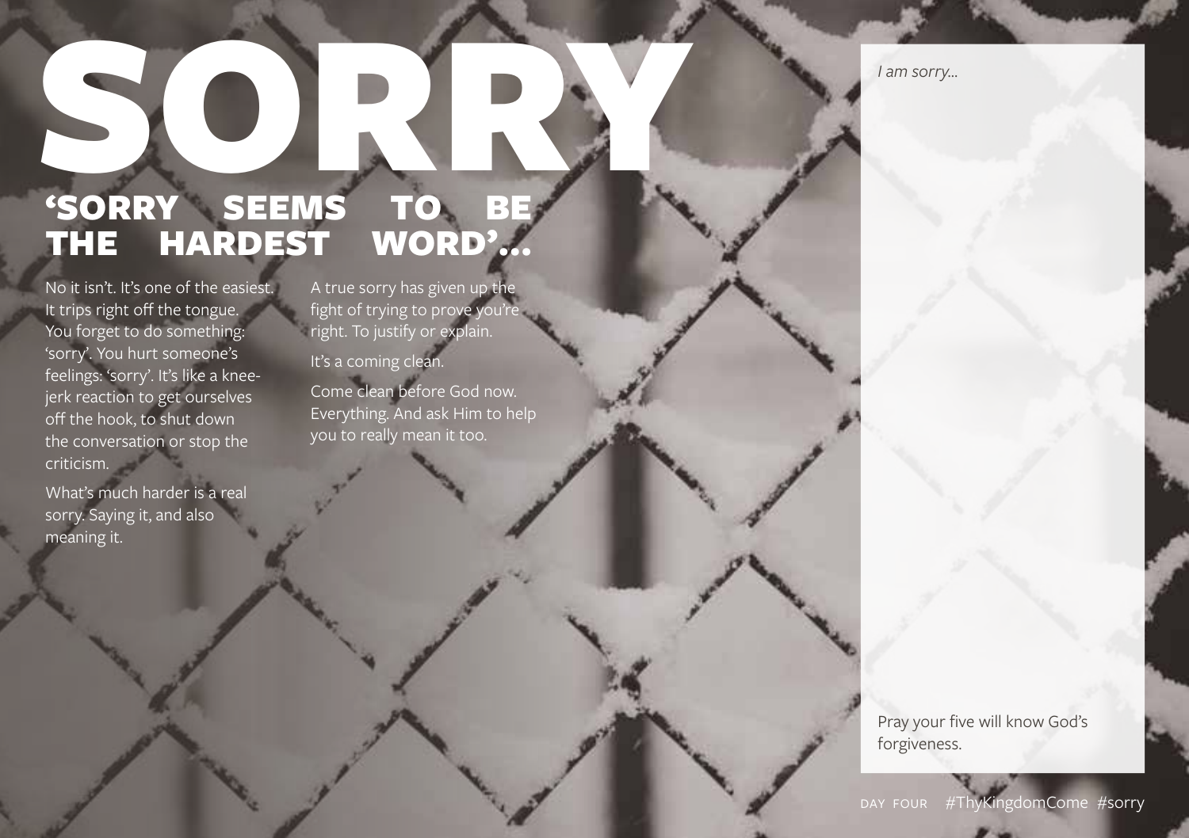# SORRY

## 'SORRY SEEMS TO BE THE HARDEST WORD'...

No it isn't. It's one of the easiest. It trips right off the tongue. You forget to do something: 'sorry'. You hurt someone's feelings: 'sorry'. It's like a knee-jerk reaction to get ourselves off the hook, to shut down the conversation or stop the criticism.

What's much harder is a real sorry. Saying it, and also meaning it.

A true sorry has given up the fight of trying to prove you're right. To justify or explain.

It's a coming clean.

Come clean before God now. Everything. And ask Him to help you to really mean it too.

*I am sorry...*

Pray your five will know God's forgiveness.

DAY FOUR #ThyKingdomCome #sorry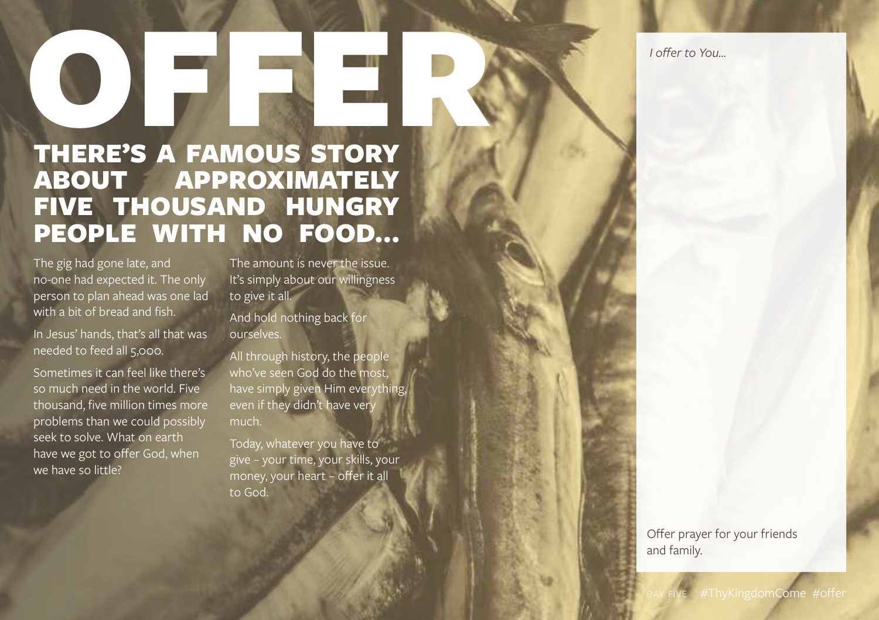# OFFER

## THERE'S A FAMOUS STORY ABOUT APPROXIMATELY FIVE THOUSAND HUNGRY PEOPLE WITH NO FOOD...

The gig had gone late, and no-one had expected it. The only person to plan ahead was one lad with a bit of bread and fish.

In Jesus' hands, that's all that was needed to feed all 5,000.

Sometimes it can feel like there's so much need in the world. Five thousand, five million times more problems than we could possibly seek to solve. What on earth have we got to offer God, when we have so little?

The amount is never the issue. It's simply about our willingness to give it all.

And hold nothing back for ourselves.

All through history, the people who've seen God do the most, have simply given Him everything, even if they didn't have very much.

Today, whatever you have to give – your time, your skills, your money, your heart – offer it all to God.

*I offer to You...*

Offer prayer for your friends and family.

DAY FIVE #ThyKingdomCome #offer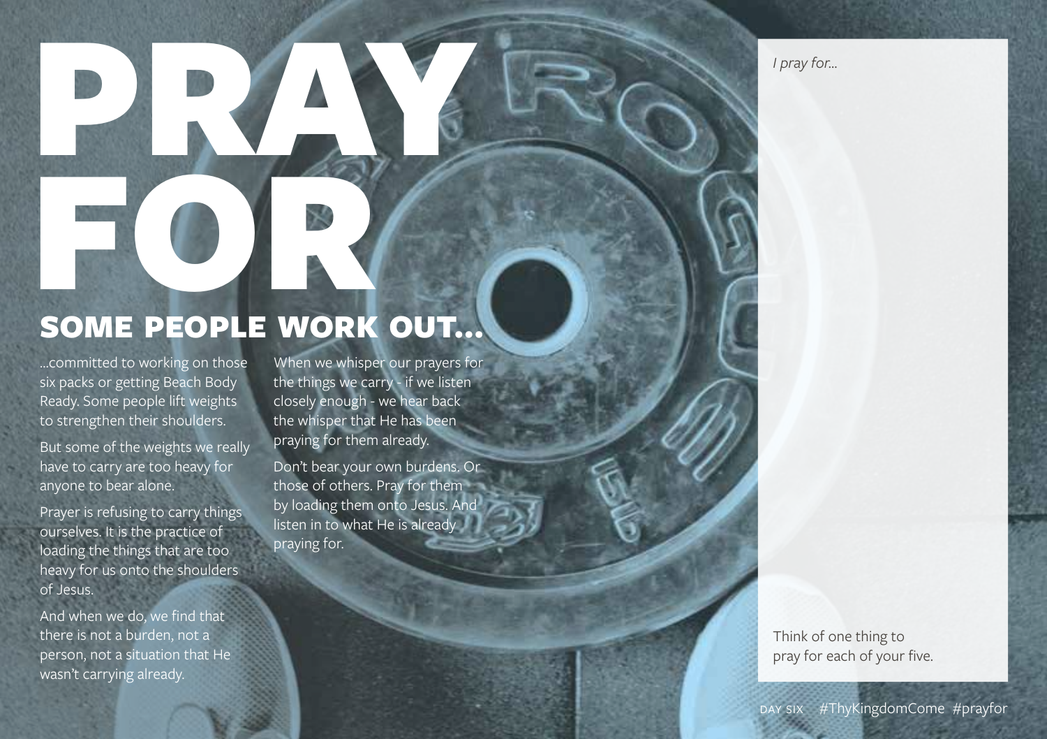# PRAY FOR

## SOME PEOPLE WORK OUT...

...committed to working on those six packs or getting Beach Body Ready. Some people lift weights to strengthen their shoulders.

But some of the weights we really have to carry are too heavy for anyone to bear alone.

Prayer is refusing to carry things ourselves. It is the practice of loading the things that are too heavy for us onto the shoulders of Jesus.

And when we do, we find that there is not a burden, not a person, not a situation that He wasn't carrying already.

When we whisper our prayers for the things we carry - if we listen closely enough - we hear back the whisper that He has been praying for them already.

Don't bear your own burdens. Or those of others. Pray for them by loading them onto Jesus. And listen in to what He is already praying for.

*I pray for...*

Think of one thing to pray for each of your five.

DAY SIX #ThyKingdomCome #prayfor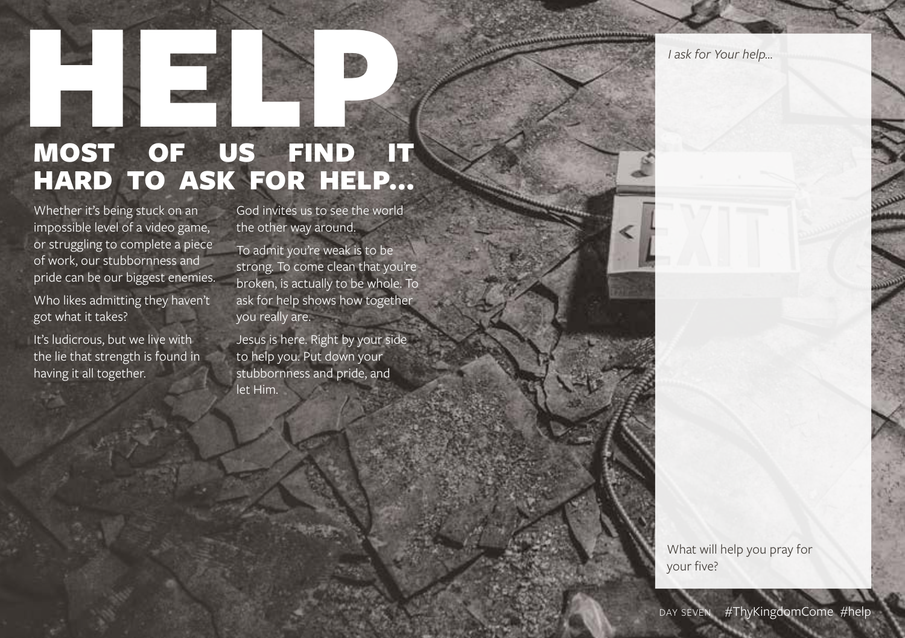# HELP

## MOST OF US FIND IT HARD TO ASK FOR HELP...

Whether it's being stuck on an impossible level of a video game, or struggling to complete a piece of work, our stubbornness and pride can be our biggest enemies.

Who likes admitting they haven't got what it takes?

It's ludicrous, but we live with the lie that strength is found in having it all together.

God invites us to see the world the other way around.

To admit you're weak is to be strong. To come clean that you're broken, is actually to be whole. To ask for help shows how together you really are.

Jesus is here. Right by your side to help you. Put down your stubbornness and pride, and let Him.

*I ask for Your help...*

What will help you pray for your five?

DAY SEVEN #ThyKingdomCome #help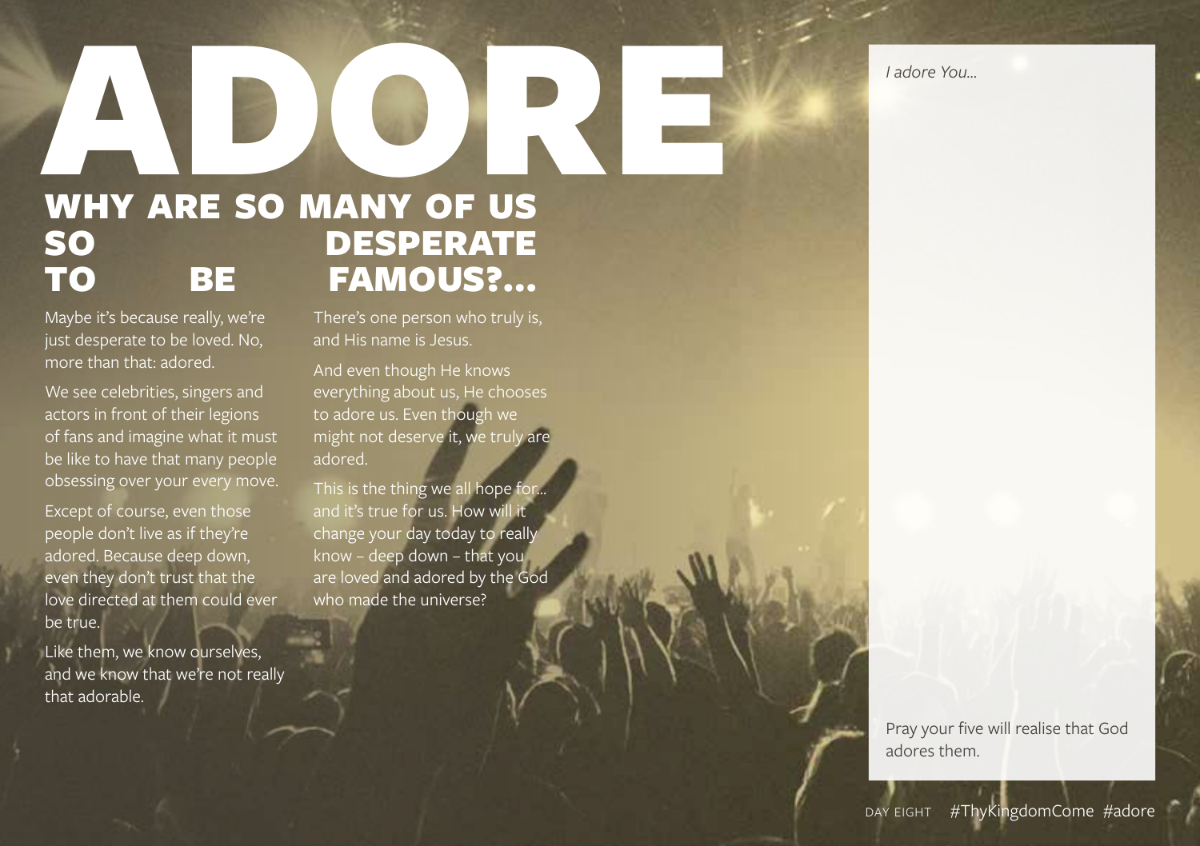# ADORE

## WHY ARE SO MANY OF US SO DESPERATE TO BE FAMOUS?...

Maybe it's because really, we're just desperate to be loved. No, more than that: adored.

We see celebrities, singers and actors in front of their legions of fans and imagine what it must be like to have that many people obsessing over your every move.

Except of course, even those people don't live as if they're adored. Because deep down, even they don't trust that the love directed at them could ever be true.

Like them, we know ourselves, and we know that we're not really that adorable.

There's one person who truly is, and His name is Jesus.

And even though He knows everything about us, He chooses to adore us. Even though we might not deserve it, we truly are adored.

This is the thing we all hope for... and it's true for us. How will it change your day today to really know – deep down – that you are loved and adored by the God who made the universe?

*I adore You...*

Pray your five will realise that God adores them.

DAY EIGHT #ThyKingdomCome #adore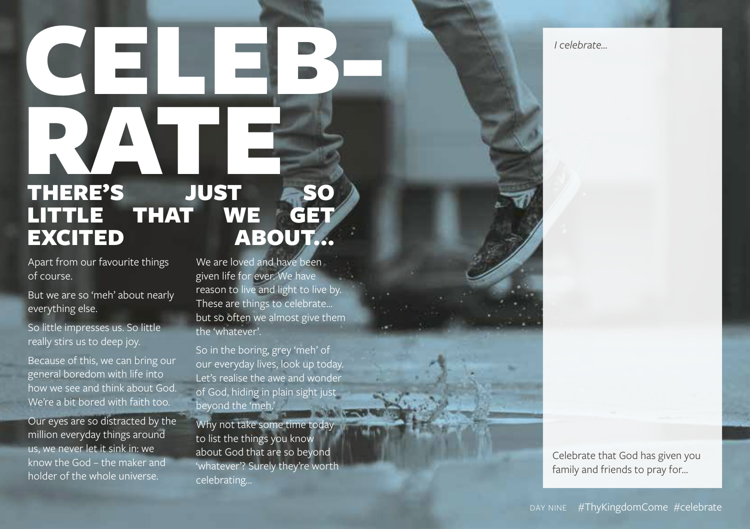# CELEB-RATE

## THERE'S JUST SO LITTLE THAT WE GET EXCITED ABOUT...

Apart from our favourite things of course.

But we are so 'meh' about nearly everything else.

So little impresses us. So little really stirs us to deep joy.

Because of this, we can bring our general boredom with life into how we see and think about God. We're a bit bored with faith too.

Our eyes are so distracted by the million everyday things around us, we never let it sink in: we know the God – the maker and holder of the whole universe.

We are loved and have been given life for ever. We have reason to live and light to live by. These are things to celebrate... but so often we almost give them the 'whatever'.

So in the boring, grey 'meh' of our everyday lives, look up today. Let's realise the awe and wonder of God, hiding in plain sight just beyond the 'meh.'

Why not take some time today to list the things you know about God that are so beyond 'whatever'? Surely they're worth celebrating...

*I celebrate...*

Celebrate that God has given you family and friends to pray for...

DAY NINE #ThyKingdomCome #celebrate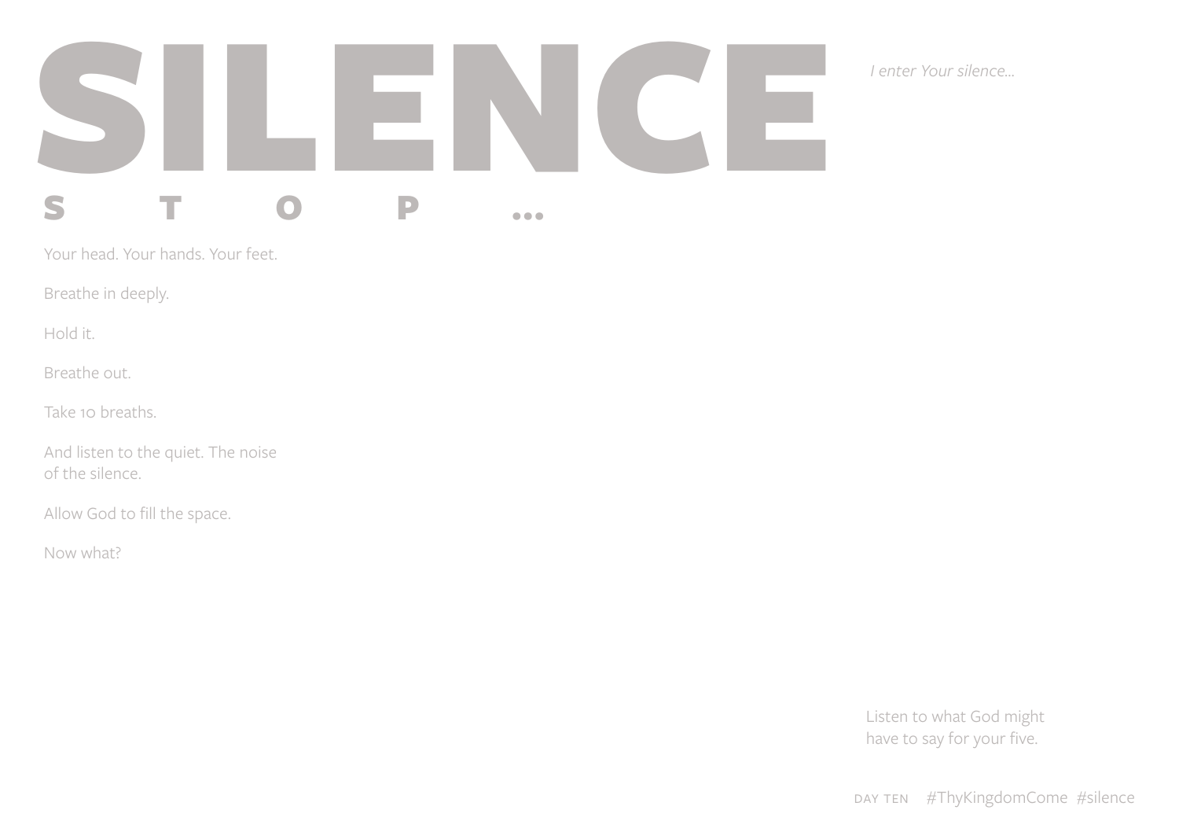# SILENCE

## S T O P ...

*I enter Your silence...*

Your head. Your hands. Your feet.

Breathe in deeply.

Hold it.

Breathe out.

Take 10 breaths.

And listen to the quiet. The noise of the silence.

Allow God to fill the space.

Now what?

Listen to what God might have to say for your five.

DAY TEN #ThyKingdomCome #silence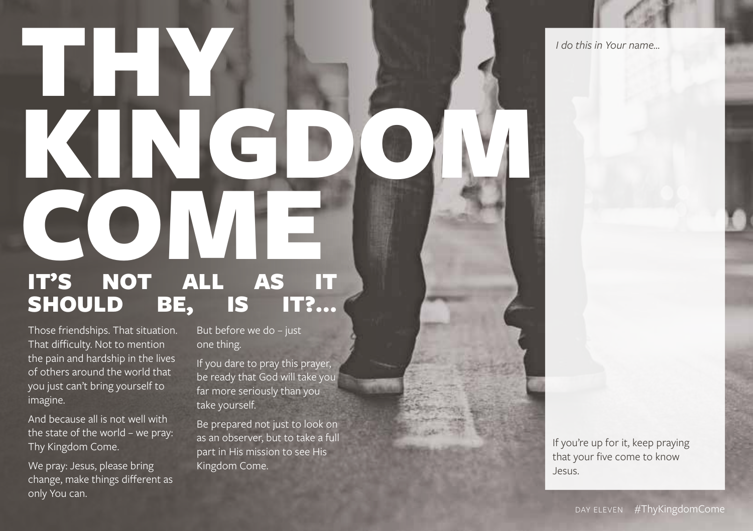# THY KINGDOM COME

## IT'S NOT ALL AS IT SHOULD BE, IS IT?...

Those friendships. That situation. That difficulty. Not to mention the pain and hardship in the lives of others around the world that you just can't bring yourself to imagine.

And because all is not well with the state of the world – we pray: Thy Kingdom Come.

We pray: Jesus, please bring change, make things different as only You can.

But before we do – just one thing.

If you dare to pray this prayer, be ready that God will take you far more seriously than you take yourself.

Be prepared not just to look on as an observer, but to take a full part in His mission to see His Kingdom Come.

*I do this in Your name...*

If you're up for it, keep praying that your five come to know Jesus.

DAY ELEVEN #ThyKingdomCome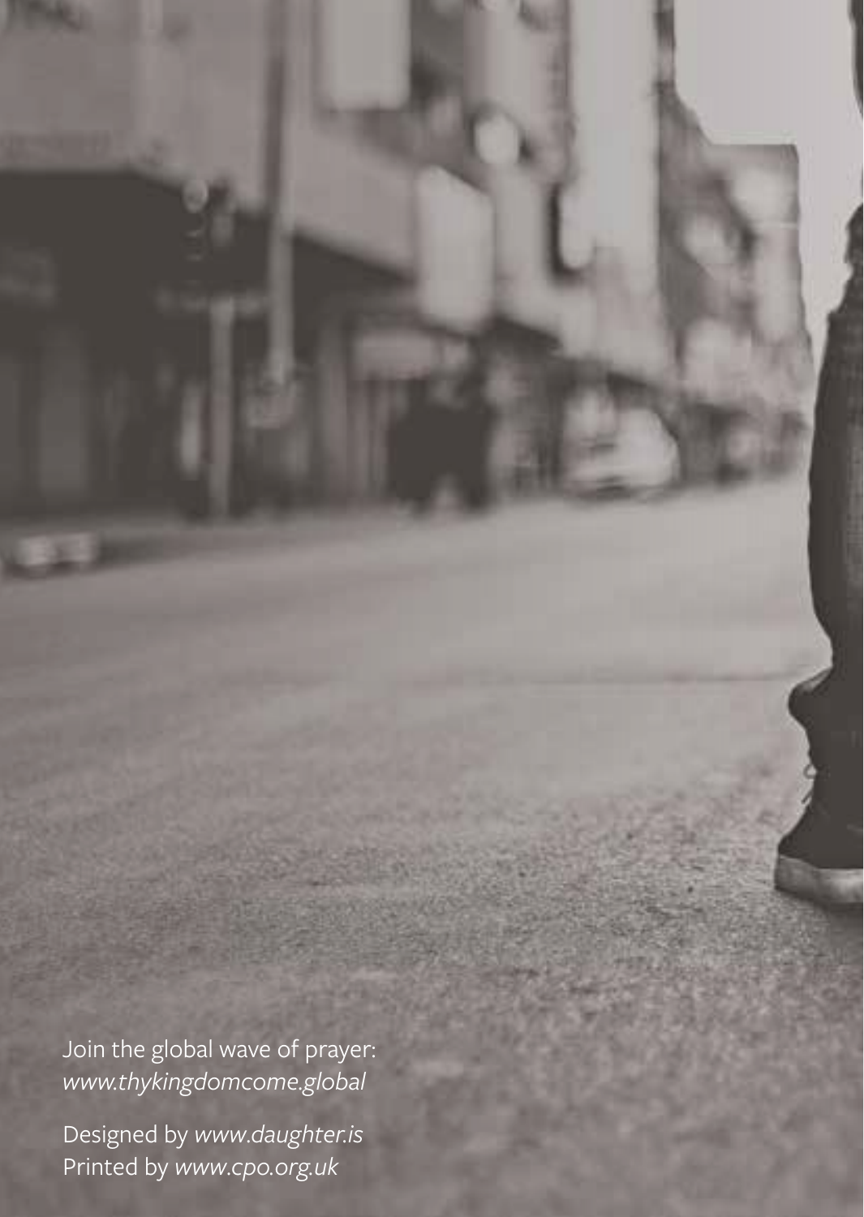Join the global wave of prayer:
*www.thykingdomcome.global*

Designed by *www.daughter.is*
Printed by *www.cpo.org.uk*